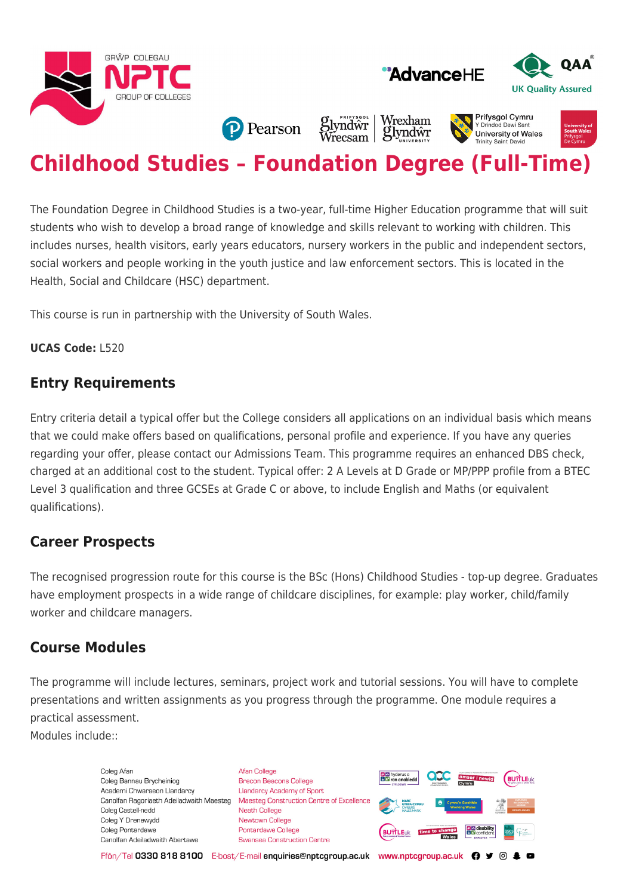# Childhood Studies – Foundation Degree (Full-Time)

The Foundation Degree in Childhood Studies is a two-year, full-time Higher Education programme that will suit students who wish to develop a broad range of knowledge and skills relevant to working with children. This includes nurses, health visitors, early years educators, nursery workers in the public and independent sectors, social workers and people working in the youth justice and law enforcement sectors. This is located in the Health, Social and Childcare (HSC) department.

This course is run in partnership with the University of South Wales.

**UCAS Code:** L520

## Entry Requirements

Entry criteria detail a typical offer but the College considers all applications on an individual basis which means that we could make offers based on qualifications, personal profile and experience. If you have any queries regarding your offer, please contact our Admissions Team. This programme requires an enhanced DBS check, charged at an additional cost to the student. Typical offer: 2 A Levels at D Grade or MP/PPP profile from a BTEC Level 3 qualification and three GCSEs at Grade C or above, to include English and Maths (or equivalent qualifications).

## Career Prospects

The recognised progression route for this course is the BSc (Hons) Childhood Studies - top-up degree. Graduates have employment prospects in a wide range of childcare disciplines, for example: play worker, child/family worker and childcare managers.

## Course Modules

The programme will include lectures, seminars, project work and tutorial sessions. You will have to complete presentations and written assignments as you progress through the programme. One module requires a practical assessment.
Modules include::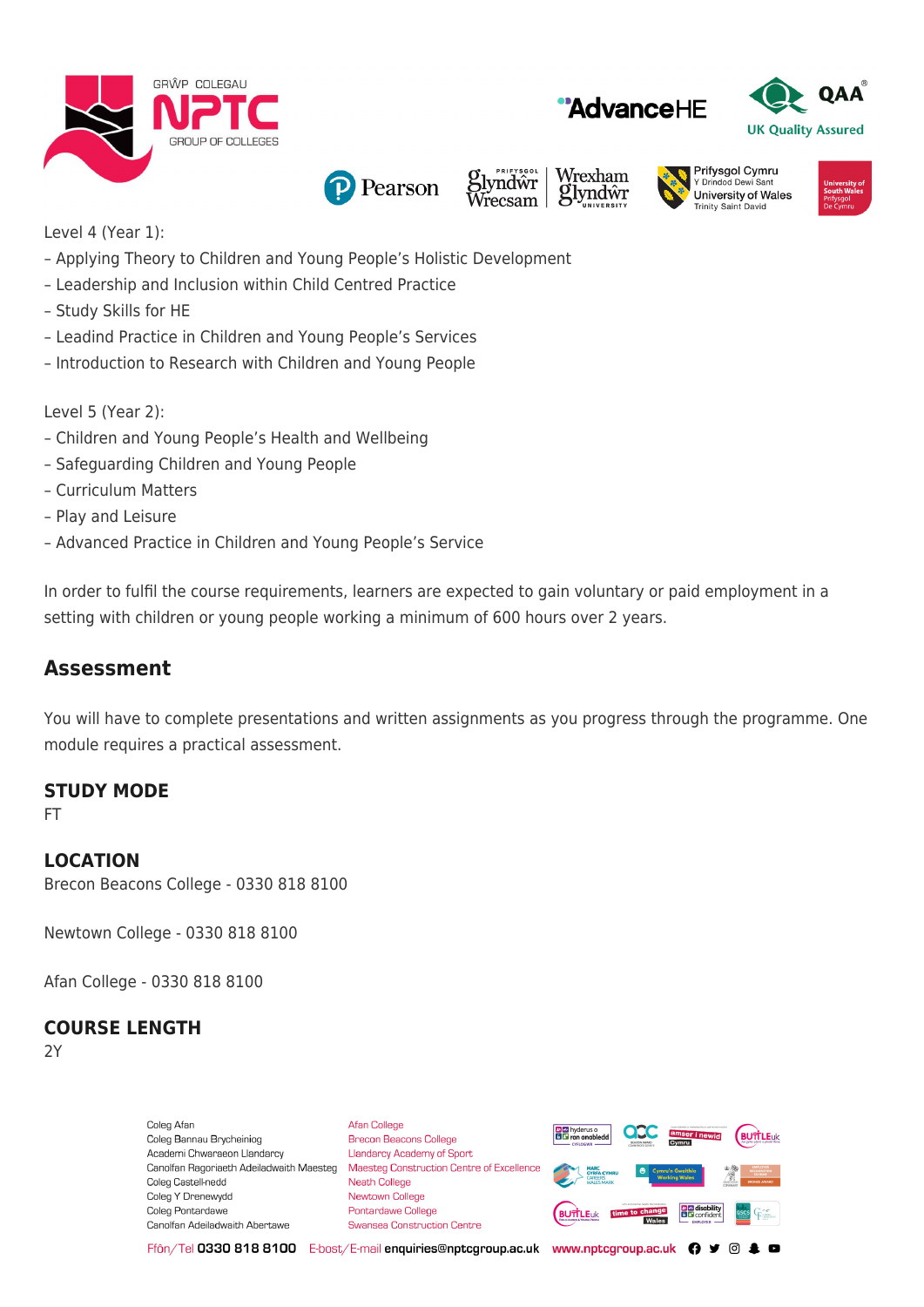Level 4 (Year 1):
– Applying Theory to Children and Young People's Holistic Development
– Leadership and Inclusion within Child Centred Practice
– Study Skills for HE
– Leadind Practice in Children and Young People's Services
– Introduction to Research with Children and Young People

Level 5 (Year 2):
– Children and Young People's Health and Wellbeing
– Safeguarding Children and Young People
– Curriculum Matters
– Play and Leisure
– Advanced Practice in Children and Young People's Service

In order to fulfil the course requirements, learners are expected to gain voluntary or paid employment in a setting with children or young people working a minimum of 600 hours over 2 years.

## Assessment

You will have to complete presentations and written assignments as you progress through the programme. One module requires a practical assessment.

### STUDY MODE
FT

### LOCATION
Brecon Beacons College - 0330 818 8100

Newtown College - 0330 818 8100

Afan College - 0330 818 8100

### COURSE LENGTH
2Y